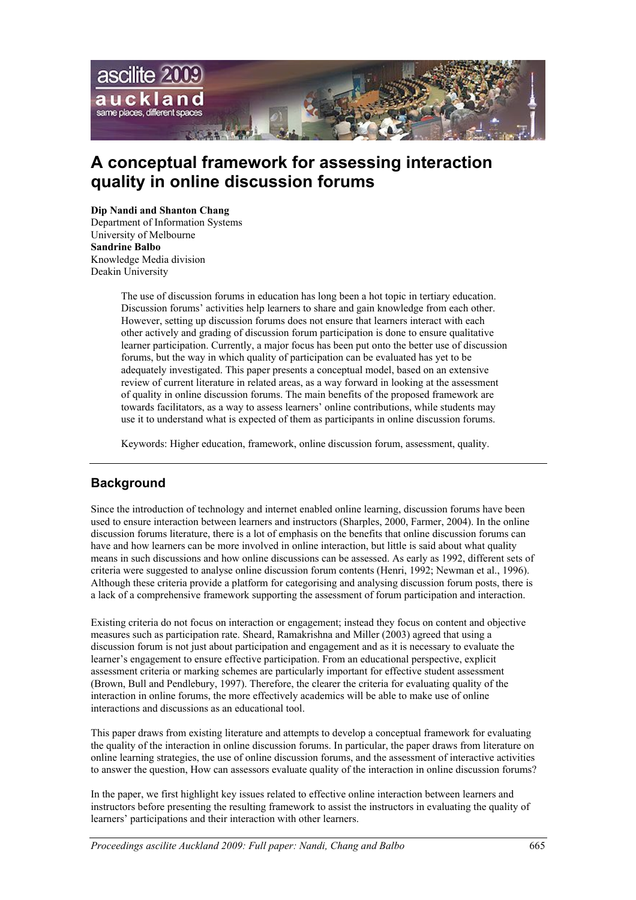# A conceptual framework for assessing interaction quality in online discussion forums

**Dip Nandi and Shanton Chang**
Department of Information Systems
University of Melbourne
**Sandrine Balbo**
Knowledge Media division
Deakin University

> The use of discussion forums in education has long been a hot topic in tertiary education. Discussion forums' activities help learners to share and gain knowledge from each other. However, setting up discussion forums does not ensure that learners interact with each other actively and grading of discussion forum participation is done to ensure qualitative learner participation. Currently, a major focus has been put onto the better use of discussion forums, but the way in which quality of participation can be evaluated has yet to be adequately investigated. This paper presents a conceptual model, based on an extensive review of current literature in related areas, as a way forward in looking at the assessment of quality in online discussion forums. The main benefits of the proposed framework are towards facilitators, as a way to assess learners' online contributions, while students may use it to understand what is expected of them as participants in online discussion forums.
>
> Keywords: Higher education, framework, online discussion forum, assessment, quality.

## Background

Since the introduction of technology and internet enabled online learning, discussion forums have been used to ensure interaction between learners and instructors (Sharples, 2000, Farmer, 2004). In the online discussion forums literature, there is a lot of emphasis on the benefits that online discussion forums can have and how learners can be more involved in online interaction, but little is said about what quality means in such discussions and how online discussions can be assessed. As early as 1992, different sets of criteria were suggested to analyse online discussion forum contents (Henri, 1992; Newman et al., 1996). Although these criteria provide a platform for categorising and analysing discussion forum posts, there is a lack of a comprehensive framework supporting the assessment of forum participation and interaction.

Existing criteria do not focus on interaction or engagement; instead they focus on content and objective measures such as participation rate. Sheard, Ramakrishna and Miller (2003) agreed that using a discussion forum is not just about participation and engagement and as it is necessary to evaluate the learner's engagement to ensure effective participation. From an educational perspective, explicit assessment criteria or marking schemes are particularly important for effective student assessment (Brown, Bull and Pendlebury, 1997). Therefore, the clearer the criteria for evaluating quality of the interaction in online forums, the more effectively academics will be able to make use of online interactions and discussions as an educational tool.

This paper draws from existing literature and attempts to develop a conceptual framework for evaluating the quality of the interaction in online discussion forums. In particular, the paper draws from literature on online learning strategies, the use of online discussion forums, and the assessment of interactive activities to answer the question, How can assessors evaluate quality of the interaction in online discussion forums?

In the paper, we first highlight key issues related to effective online interaction between learners and instructors before presenting the resulting framework to assist the instructors in evaluating the quality of learners' participations and their interaction with other learners.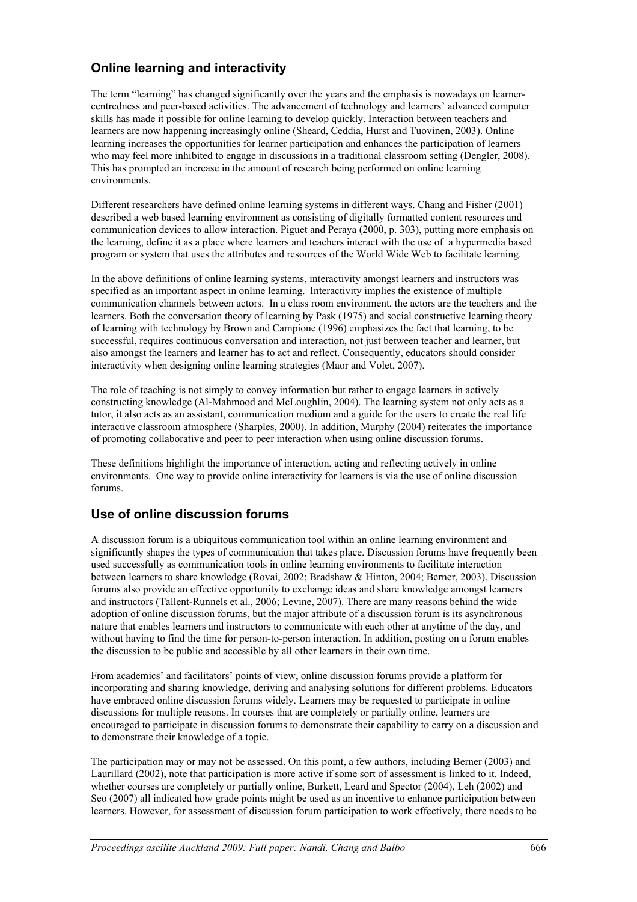## Online learning and interactivity

The term "learning" has changed significantly over the years and the emphasis is nowadays on learner-centredness and peer-based activities. The advancement of technology and learners' advanced computer skills has made it possible for online learning to develop quickly. Interaction between teachers and learners are now happening increasingly online (Sheard, Ceddia, Hurst and Tuovinen, 2003). Online learning increases the opportunities for learner participation and enhances the participation of learners who may feel more inhibited to engage in discussions in a traditional classroom setting (Dengler, 2008). This has prompted an increase in the amount of research being performed on online learning environments.

Different researchers have defined online learning systems in different ways. Chang and Fisher (2001) described a web based learning environment as consisting of digitally formatted content resources and communication devices to allow interaction. Piguet and Peraya (2000, p. 303), putting more emphasis on the learning, define it as a place where learners and teachers interact with the use of a hypermedia based program or system that uses the attributes and resources of the World Wide Web to facilitate learning.

In the above definitions of online learning systems, interactivity amongst learners and instructors was specified as an important aspect in online learning. Interactivity implies the existence of multiple communication channels between actors. In a class room environment, the actors are the teachers and the learners. Both the conversation theory of learning by Pask (1975) and social constructive learning theory of learning with technology by Brown and Campione (1996) emphasizes the fact that learning, to be successful, requires continuous conversation and interaction, not just between teacher and learner, but also amongst the learners and learner has to act and reflect. Consequently, educators should consider interactivity when designing online learning strategies (Maor and Volet, 2007).

The role of teaching is not simply to convey information but rather to engage learners in actively constructing knowledge (Al-Mahmood and McLoughlin, 2004). The learning system not only acts as a tutor, it also acts as an assistant, communication medium and a guide for the users to create the real life interactive classroom atmosphere (Sharples, 2000). In addition, Murphy (2004) reiterates the importance of promoting collaborative and peer to peer interaction when using online discussion forums.

These definitions highlight the importance of interaction, acting and reflecting actively in online environments. One way to provide online interactivity for learners is via the use of online discussion forums.

## Use of online discussion forums

A discussion forum is a ubiquitous communication tool within an online learning environment and significantly shapes the types of communication that takes place. Discussion forums have frequently been used successfully as communication tools in online learning environments to facilitate interaction between learners to share knowledge (Rovai, 2002; Bradshaw & Hinton, 2004; Berner, 2003). Discussion forums also provide an effective opportunity to exchange ideas and share knowledge amongst learners and instructors (Tallent-Runnels et al., 2006; Levine, 2007). There are many reasons behind the wide adoption of online discussion forums, but the major attribute of a discussion forum is its asynchronous nature that enables learners and instructors to communicate with each other at anytime of the day, and without having to find the time for person-to-person interaction. In addition, posting on a forum enables the discussion to be public and accessible by all other learners in their own time.

From academics' and facilitators' points of view, online discussion forums provide a platform for incorporating and sharing knowledge, deriving and analysing solutions for different problems. Educators have embraced online discussion forums widely. Learners may be requested to participate in online discussions for multiple reasons. In courses that are completely or partially online, learners are encouraged to participate in discussion forums to demonstrate their capability to carry on a discussion and to demonstrate their knowledge of a topic.

The participation may or may not be assessed. On this point, a few authors, including Berner (2003) and Laurillard (2002), note that participation is more active if some sort of assessment is linked to it. Indeed, whether courses are completely or partially online, Burkett, Leard and Spector (2004), Leh (2002) and Seo (2007) all indicated how grade points might be used as an incentive to enhance participation between learners. However, for assessment of discussion forum participation to work effectively, there needs to be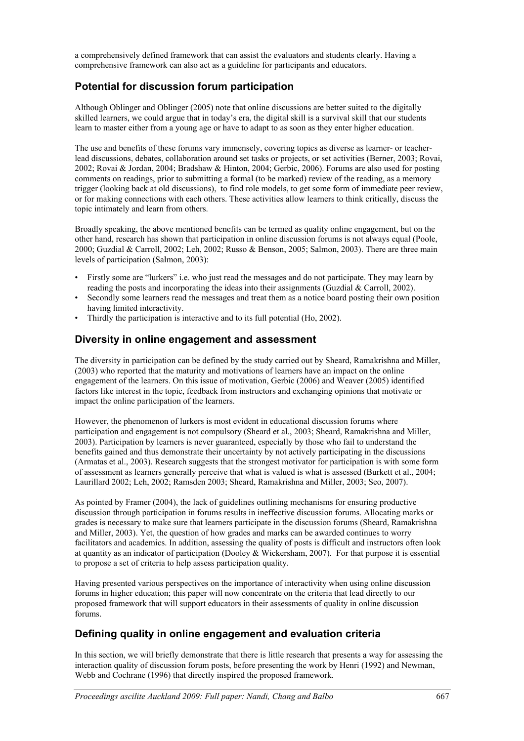a comprehensively defined framework that can assist the evaluators and students clearly. Having a comprehensive framework can also act as a guideline for participants and educators.

## Potential for discussion forum participation

Although Oblinger and Oblinger (2005) note that online discussions are better suited to the digitally skilled learners, we could argue that in today's era, the digital skill is a survival skill that our students learn to master either from a young age or have to adapt to as soon as they enter higher education.

The use and benefits of these forums vary immensely, covering topics as diverse as learner- or teacher-lead discussions, debates, collaboration around set tasks or projects, or set activities (Berner, 2003; Rovai, 2002; Rovai & Jordan, 2004; Bradshaw & Hinton, 2004; Gerbic, 2006). Forums are also used for posting comments on readings, prior to submitting a formal (to be marked) review of the reading, as a memory trigger (looking back at old discussions), to find role models, to get some form of immediate peer review, or for making connections with each others. These activities allow learners to think critically, discuss the topic intimately and learn from others.

Broadly speaking, the above mentioned benefits can be termed as quality online engagement, but on the other hand, research has shown that participation in online discussion forums is not always equal (Poole, 2000; Guzdial & Carroll, 2002; Leh, 2002; Russo & Benson, 2005; Salmon, 2003). There are three main levels of participation (Salmon, 2003):

- Firstly some are "lurkers" i.e. who just read the messages and do not participate. They may learn by reading the posts and incorporating the ideas into their assignments (Guzdial & Carroll, 2002).
- Secondly some learners read the messages and treat them as a notice board posting their own position having limited interactivity.
- Thirdly the participation is interactive and to its full potential (Ho, 2002).

## Diversity in online engagement and assessment

The diversity in participation can be defined by the study carried out by Sheard, Ramakrishna and Miller, (2003) who reported that the maturity and motivations of learners have an impact on the online engagement of the learners. On this issue of motivation, Gerbic (2006) and Weaver (2005) identified factors like interest in the topic, feedback from instructors and exchanging opinions that motivate or impact the online participation of the learners.

However, the phenomenon of lurkers is most evident in educational discussion forums where participation and engagement is not compulsory (Sheard et al., 2003; Sheard, Ramakrishna and Miller, 2003). Participation by learners is never guaranteed, especially by those who fail to understand the benefits gained and thus demonstrate their uncertainty by not actively participating in the discussions (Armatas et al., 2003). Research suggests that the strongest motivator for participation is with some form of assessment as learners generally perceive that what is valued is what is assessed (Burkett et al., 2004; Laurillard 2002; Leh, 2002; Ramsden 2003; Sheard, Ramakrishna and Miller, 2003; Seo, 2007).

As pointed by Framer (2004), the lack of guidelines outlining mechanisms for ensuring productive discussion through participation in forums results in ineffective discussion forums. Allocating marks or grades is necessary to make sure that learners participate in the discussion forums (Sheard, Ramakrishna and Miller, 2003). Yet, the question of how grades and marks can be awarded continues to worry facilitators and academics. In addition, assessing the quality of posts is difficult and instructors often look at quantity as an indicator of participation (Dooley & Wickersham, 2007). For that purpose it is essential to propose a set of criteria to help assess participation quality.

Having presented various perspectives on the importance of interactivity when using online discussion forums in higher education; this paper will now concentrate on the criteria that lead directly to our proposed framework that will support educators in their assessments of quality in online discussion forums.

## Defining quality in online engagement and evaluation criteria

In this section, we will briefly demonstrate that there is little research that presents a way for assessing the interaction quality of discussion forum posts, before presenting the work by Henri (1992) and Newman, Webb and Cochrane (1996) that directly inspired the proposed framework.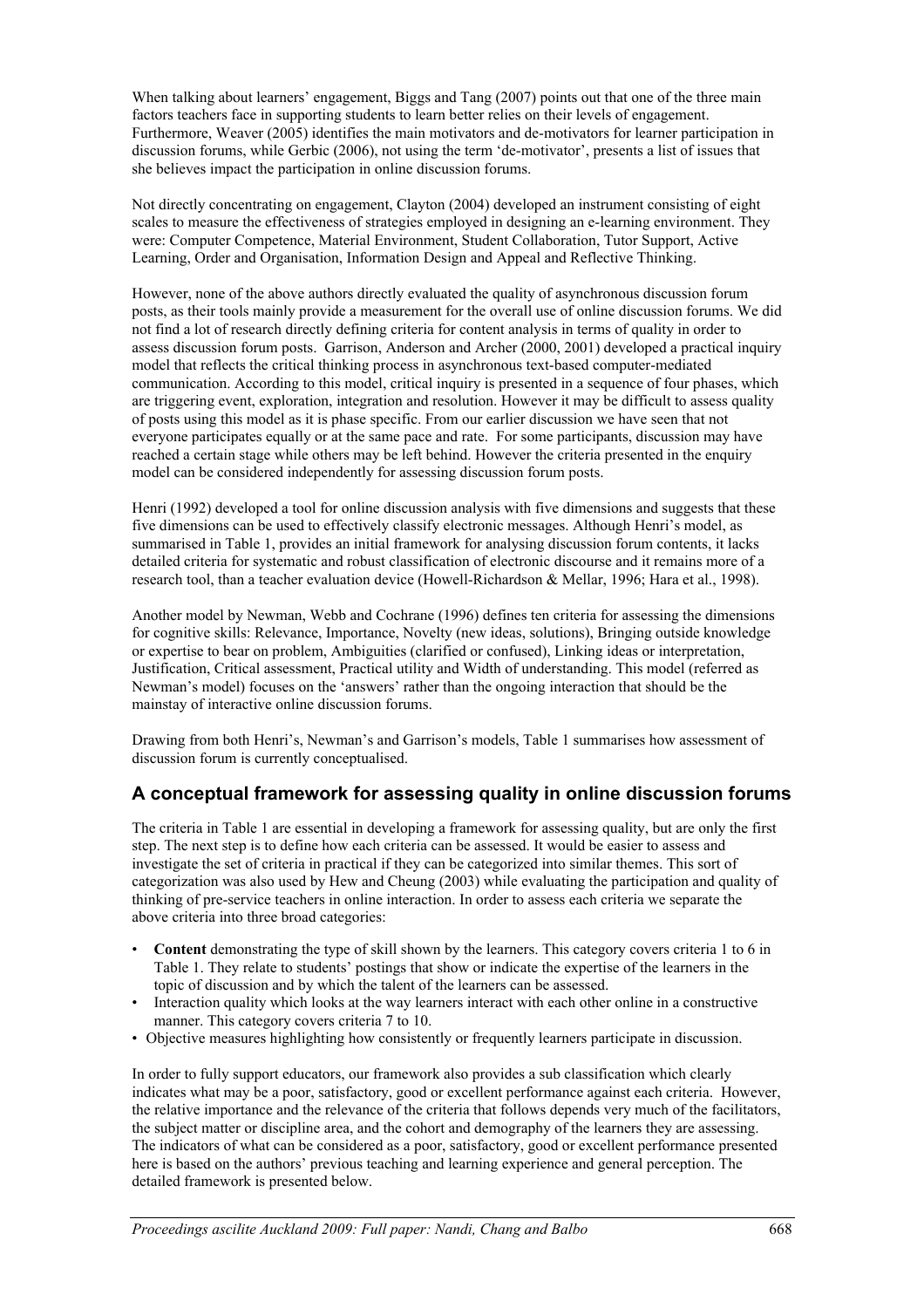When talking about learners' engagement, Biggs and Tang (2007) points out that one of the three main factors teachers face in supporting students to learn better relies on their levels of engagement. Furthermore, Weaver (2005) identifies the main motivators and de-motivators for learner participation in discussion forums, while Gerbic (2006), not using the term 'de-motivator', presents a list of issues that she believes impact the participation in online discussion forums.

Not directly concentrating on engagement, Clayton (2004) developed an instrument consisting of eight scales to measure the effectiveness of strategies employed in designing an e-learning environment. They were: Computer Competence, Material Environment, Student Collaboration, Tutor Support, Active Learning, Order and Organisation, Information Design and Appeal and Reflective Thinking.

However, none of the above authors directly evaluated the quality of asynchronous discussion forum posts, as their tools mainly provide a measurement for the overall use of online discussion forums. We did not find a lot of research directly defining criteria for content analysis in terms of quality in order to assess discussion forum posts. Garrison, Anderson and Archer (2000, 2001) developed a practical inquiry model that reflects the critical thinking process in asynchronous text-based computer-mediated communication. According to this model, critical inquiry is presented in a sequence of four phases, which are triggering event, exploration, integration and resolution. However it may be difficult to assess quality of posts using this model as it is phase specific. From our earlier discussion we have seen that not everyone participates equally or at the same pace and rate. For some participants, discussion may have reached a certain stage while others may be left behind. However the criteria presented in the enquiry model can be considered independently for assessing discussion forum posts.

Henri (1992) developed a tool for online discussion analysis with five dimensions and suggests that these five dimensions can be used to effectively classify electronic messages. Although Henri's model, as summarised in Table 1, provides an initial framework for analysing discussion forum contents, it lacks detailed criteria for systematic and robust classification of electronic discourse and it remains more of a research tool, than a teacher evaluation device (Howell-Richardson & Mellar, 1996; Hara et al., 1998).

Another model by Newman, Webb and Cochrane (1996) defines ten criteria for assessing the dimensions for cognitive skills: Relevance, Importance, Novelty (new ideas, solutions), Bringing outside knowledge or expertise to bear on problem, Ambiguities (clarified or confused), Linking ideas or interpretation, Justification, Critical assessment, Practical utility and Width of understanding. This model (referred as Newman's model) focuses on the 'answers' rather than the ongoing interaction that should be the mainstay of interactive online discussion forums.

Drawing from both Henri's, Newman's and Garrison's models, Table 1 summarises how assessment of discussion forum is currently conceptualised.

## A conceptual framework for assessing quality in online discussion forums

The criteria in Table 1 are essential in developing a framework for assessing quality, but are only the first step. The next step is to define how each criteria can be assessed. It would be easier to assess and investigate the set of criteria in practical if they can be categorized into similar themes. This sort of categorization was also used by Hew and Cheung (2003) while evaluating the participation and quality of thinking of pre-service teachers in online interaction. In order to assess each criteria we separate the above criteria into three broad categories:

- **Content** demonstrating the type of skill shown by the learners. This category covers criteria 1 to 6 in Table 1. They relate to students' postings that show or indicate the expertise of the learners in the topic of discussion and by which the talent of the learners can be assessed.
- Interaction quality which looks at the way learners interact with each other online in a constructive manner. This category covers criteria 7 to 10.
- Objective measures highlighting how consistently or frequently learners participate in discussion.

In order to fully support educators, our framework also provides a sub classification which clearly indicates what may be a poor, satisfactory, good or excellent performance against each criteria. However, the relative importance and the relevance of the criteria that follows depends very much of the facilitators, the subject matter or discipline area, and the cohort and demography of the learners they are assessing. The indicators of what can be considered as a poor, satisfactory, good or excellent performance presented here is based on the authors' previous teaching and learning experience and general perception. The detailed framework is presented below.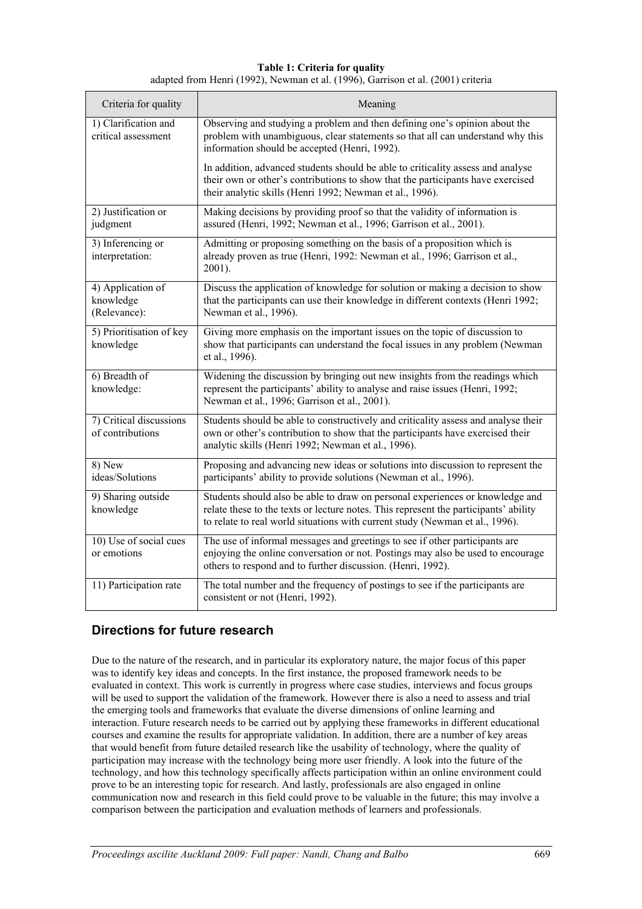**Table 1: Criteria for quality**
adapted from Henri (1992), Newman et al. (1996), Garrison et al. (2001) criteria

| Criteria for quality | Meaning |
|---|---|
| 1) Clarification and critical assessment | Observing and studying a problem and then defining one's opinion about the problem with unambiguous, clear statements so that all can understand why this information should be accepted (Henri, 1992).<br><br>In addition, advanced students should be able to criticality assess and analyse their own or other's contributions to show that the participants have exercised their analytic skills (Henri 1992; Newman et al., 1996). |
| 2) Justification or judgment | Making decisions by providing proof so that the validity of information is assured (Henri, 1992; Newman et al., 1996; Garrison et al., 2001). |
| 3) Inferencing or interpretation: | Admitting or proposing something on the basis of a proposition which is already proven as true (Henri, 1992: Newman et al., 1996; Garrison et al., 2001). |
| 4) Application of knowledge (Relevance): | Discuss the application of knowledge for solution or making a decision to show that the participants can use their knowledge in different contexts (Henri 1992; Newman et al., 1996). |
| 5) Prioritisation of key knowledge | Giving more emphasis on the important issues on the topic of discussion to show that participants can understand the focal issues in any problem (Newman et al., 1996). |
| 6) Breadth of knowledge: | Widening the discussion by bringing out new insights from the readings which represent the participants' ability to analyse and raise issues (Henri, 1992; Newman et al., 1996; Garrison et al., 2001). |
| 7) Critical discussions of contributions | Students should be able to constructively and criticality assess and analyse their own or other's contribution to show that the participants have exercised their analytic skills (Henri 1992; Newman et al., 1996). |
| 8) New ideas/Solutions | Proposing and advancing new ideas or solutions into discussion to represent the participants' ability to provide solutions (Newman et al., 1996). |
| 9) Sharing outside knowledge | Students should also be able to draw on personal experiences or knowledge and relate these to the texts or lecture notes. This represent the participants' ability to relate to real world situations with current study (Newman et al., 1996). |
| 10) Use of social cues or emotions | The use of informal messages and greetings to see if other participants are enjoying the online conversation or not. Postings may also be used to encourage others to respond and to further discussion. (Henri, 1992). |
| 11) Participation rate | The total number and the frequency of postings to see if the participants are consistent or not (Henri, 1992). |

## Directions for future research

Due to the nature of the research, and in particular its exploratory nature, the major focus of this paper was to identify key ideas and concepts. In the first instance, the proposed framework needs to be evaluated in context. This work is currently in progress where case studies, interviews and focus groups will be used to support the validation of the framework. However there is also a need to assess and trial the emerging tools and frameworks that evaluate the diverse dimensions of online learning and interaction. Future research needs to be carried out by applying these frameworks in different educational courses and examine the results for appropriate validation. In addition, there are a number of key areas that would benefit from future detailed research like the usability of technology, where the quality of participation may increase with the technology being more user friendly. A look into the future of the technology, and how this technology specifically affects participation within an online environment could prove to be an interesting topic for research. And lastly, professionals are also engaged in online communication now and research in this field could prove to be valuable in the future; this may involve a comparison between the participation and evaluation methods of learners and professionals.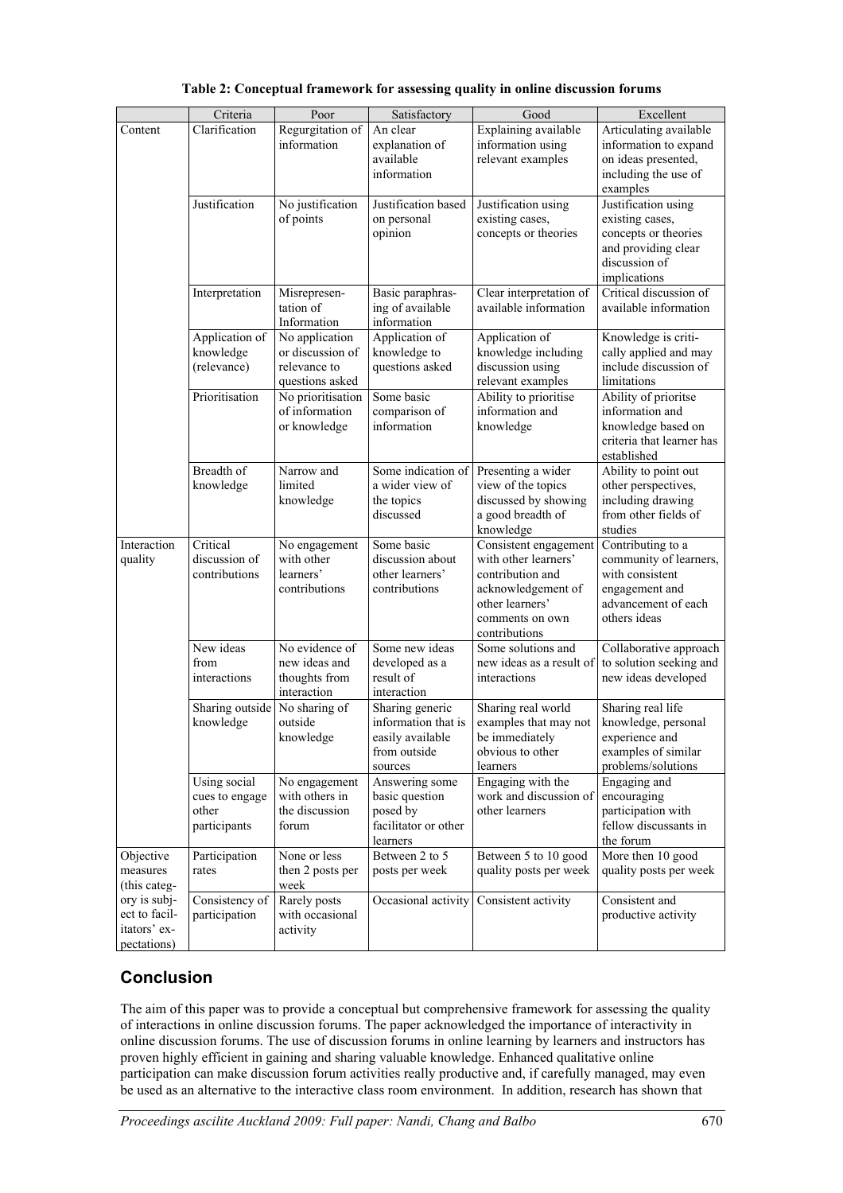**Table 2: Conceptual framework for assessing quality in online discussion forums**

| | Criteria | Poor | Satisfactory | Good | Excellent |
|---|---|---|---|---|---|
| Content | Clarification | Regurgitation of information | An clear explanation of available information | Explaining available information using relevant examples | Articulating available information to expand on ideas presented, including the use of examples |
| | Justification | No justification of points | Justification based on personal opinion | Justification using existing cases, concepts or theories | Justification using existing cases, concepts or theories and providing clear discussion of implications |
| | Interpretation | Misrepresentation of Information | Basic paraphrasing of available information | Clear interpretation of available information | Critical discussion of available information |
| | Application of knowledge (relevance) | No application or discussion of relevance to questions asked | Application of knowledge to questions asked | Application of knowledge including discussion using relevant examples | Knowledge is critically applied and may include discussion of limitations |
| | Prioritisation | No prioritisation of information or knowledge | Some basic comparison of information | Ability to prioritise information and knowledge | Ability of prioritse information and knowledge based on criteria that learner has established |
| | Breadth of knowledge | Narrow and limited knowledge | Some indication of a wider view of the topics discussed | Presenting a wider view of the topics discussed by showing a good breadth of knowledge | Ability to point out other perspectives, including drawing from other fields of studies |
| Interaction quality | Critical discussion of contributions | No engagement with other learners' contributions | Some basic discussion about other learners' contributions | Consistent engagement with other learners' contribution and acknowledgement of other learners' comments on own contributions | Contributing to a community of learners, with consistent engagement and advancement of each others ideas |
| | New ideas from interactions | No evidence of new ideas and thoughts from interaction | Some new ideas developed as a result of interaction | Some solutions and new ideas as a result of interactions | Collaborative approach to solution seeking and new ideas developed |
| | Sharing outside knowledge | No sharing of outside knowledge | Sharing generic information that is easily available from outside sources | Sharing real world examples that may not be immediately obvious to other learners | Sharing real life knowledge, personal experience and examples of similar problems/solutions |
| | Using social cues to engage other participants | No engagement with others in the discussion forum | Answering some basic question posed by facilitator or other learners | Engaging with the work and discussion of other learners | Engaging and encouraging participation with fellow discussants in the forum |
| Objective measures (this category is subject to facilitators' expectations) | Participation rates | None or less then 2 posts per week | Between 2 to 5 posts per week | Between 5 to 10 good quality posts per week | More then 10 good quality posts per week |
| | Consistency of participation | Rarely posts with occasional activity | Occasional activity | Consistent activity | Consistent and productive activity |

## Conclusion

The aim of this paper was to provide a conceptual but comprehensive framework for assessing the quality of interactions in online discussion forums. The paper acknowledged the importance of interactivity in online discussion forums. The use of discussion forums in online learning by learners and instructors has proven highly efficient in gaining and sharing valuable knowledge. Enhanced qualitative online participation can make discussion forum activities really productive and, if carefully managed, may even be used as an alternative to the interactive class room environment. In addition, research has shown that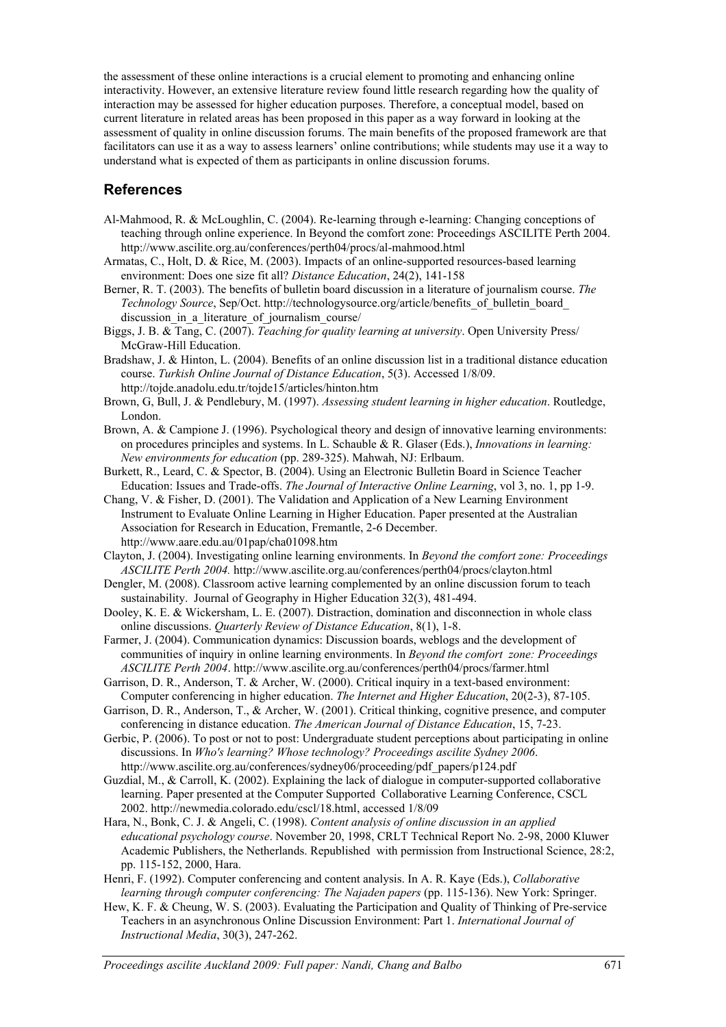the assessment of these online interactions is a crucial element to promoting and enhancing online interactivity. However, an extensive literature review found little research regarding how the quality of interaction may be assessed for higher education purposes. Therefore, a conceptual model, based on current literature in related areas has been proposed in this paper as a way forward in looking at the assessment of quality in online discussion forums. The main benefits of the proposed framework are that facilitators can use it as a way to assess learners' online contributions; while students may use it a way to understand what is expected of them as participants in online discussion forums.

## References

Al-Mahmood, R. & McLoughlin, C. (2004). Re-learning through e-learning: Changing conceptions of teaching through online experience. In Beyond the comfort zone: Proceedings ASCILITE Perth 2004. http://www.ascilite.org.au/conferences/perth04/procs/al-mahmood.html

Armatas, C., Holt, D. & Rice, M. (2003). Impacts of an online-supported resources-based learning environment: Does one size fit all? *Distance Education*, 24(2), 141-158

Berner, R. T. (2003). The benefits of bulletin board discussion in a literature of journalism course. *The Technology Source*, Sep/Oct. http://technologysource.org/article/benefits_of_bulletin_board_discussion_in_a_literature_of_journalism_course/

Biggs, J. B. & Tang, C. (2007). *Teaching for quality learning at university*. Open University Press/ McGraw-Hill Education.

Bradshaw, J. & Hinton, L. (2004). Benefits of an online discussion list in a traditional distance education course. *Turkish Online Journal of Distance Education*, 5(3). Accessed 1/8/09. http://tojde.anadolu.edu.tr/tojde15/articles/hinton.htm

Brown, G, Bull, J. & Pendlebury, M. (1997). *Assessing student learning in higher education*. Routledge, London.

Brown, A. & Campione J. (1996). Psychological theory and design of innovative learning environments: on procedures principles and systems. In L. Schauble & R. Glaser (Eds.), *Innovations in learning: New environments for education* (pp. 289-325). Mahwah, NJ: Erlbaum.

Burkett, R., Leard, C. & Spector, B. (2004). Using an Electronic Bulletin Board in Science Teacher Education: Issues and Trade-offs. *The Journal of Interactive Online Learning*, vol 3, no. 1, pp 1-9.

Chang, V. & Fisher, D. (2001). The Validation and Application of a New Learning Environment Instrument to Evaluate Online Learning in Higher Education. Paper presented at the Australian Association for Research in Education, Fremantle, 2-6 December. http://www.aare.edu.au/01pap/cha01098.htm

Clayton, J. (2004). Investigating online learning environments. In *Beyond the comfort zone: Proceedings ASCILITE Perth 2004.* http://www.ascilite.org.au/conferences/perth04/procs/clayton.html

Dengler, M. (2008). Classroom active learning complemented by an online discussion forum to teach sustainability. Journal of Geography in Higher Education 32(3), 481-494.

Dooley, K. E. & Wickersham, L. E. (2007). Distraction, domination and disconnection in whole class online discussions. *Quarterly Review of Distance Education*, 8(1), 1-8.

Farmer, J. (2004). Communication dynamics: Discussion boards, weblogs and the development of communities of inquiry in online learning environments. In *Beyond the comfort zone: Proceedings ASCILITE Perth 2004*. http://www.ascilite.org.au/conferences/perth04/procs/farmer.html

Garrison, D. R., Anderson, T. & Archer, W. (2000). Critical inquiry in a text-based environment: Computer conferencing in higher education. *The Internet and Higher Education*, 20(2-3), 87-105.

Garrison, D. R., Anderson, T., & Archer, W. (2001). Critical thinking, cognitive presence, and computer conferencing in distance education. *The American Journal of Distance Education*, 15, 7-23.

Gerbic, P. (2006). To post or not to post: Undergraduate student perceptions about participating in online discussions. In *Who's learning? Whose technology? Proceedings ascilite Sydney 2006*. http://www.ascilite.org.au/conferences/sydney06/proceeding/pdf_papers/p124.pdf

Guzdial, M., & Carroll, K. (2002). Explaining the lack of dialogue in computer-supported collaborative learning. Paper presented at the Computer Supported Collaborative Learning Conference, CSCL 2002. http://newmedia.colorado.edu/cscl/18.html, accessed 1/8/09

Hara, N., Bonk, C. J. & Angeli, C. (1998). *Content analysis of online discussion in an applied educational psychology course*. November 20, 1998, CRLT Technical Report No. 2-98, 2000 Kluwer Academic Publishers, the Netherlands. Republished with permission from Instructional Science, 28:2, pp. 115-152, 2000, Hara.

Henri, F. (1992). Computer conferencing and content analysis. In A. R. Kaye (Eds.), *Collaborative learning through computer conferencing: The Najaden papers* (pp. 115-136). New York: Springer.

Hew, K. F. & Cheung, W. S. (2003). Evaluating the Participation and Quality of Thinking of Pre-service Teachers in an asynchronous Online Discussion Environment: Part 1. *International Journal of Instructional Media*, 30(3), 247-262.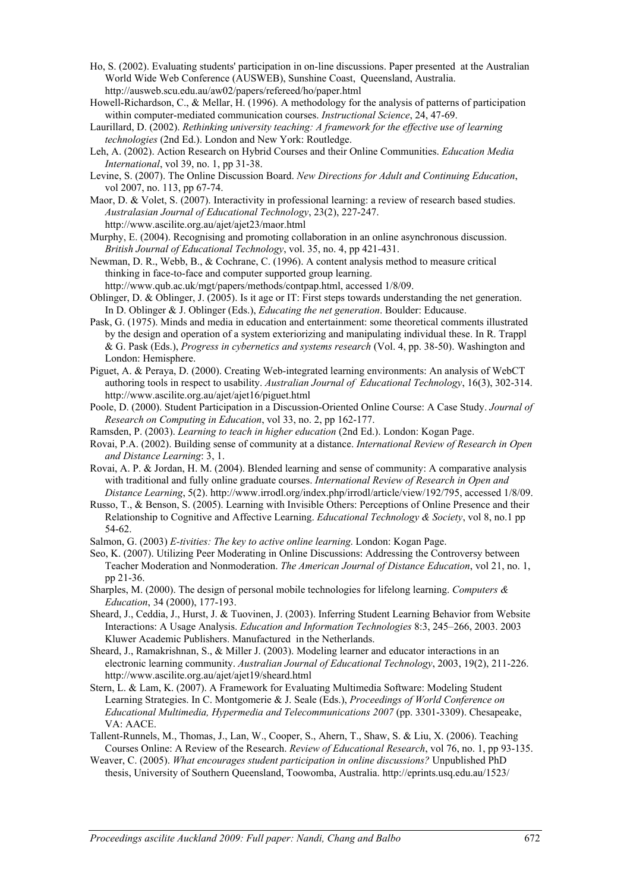Ho, S. (2002). Evaluating students' participation in on-line discussions. Paper presented at the Australian World Wide Web Conference (AUSWEB), Sunshine Coast, Queensland, Australia. http://ausweb.scu.edu.au/aw02/papers/refereed/ho/paper.html

Howell-Richardson, C., & Mellar, H. (1996). A methodology for the analysis of patterns of participation within computer-mediated communication courses. *Instructional Science*, 24, 47-69.

Laurillard, D. (2002). *Rethinking university teaching: A framework for the effective use of learning technologies* (2nd Ed.). London and New York: Routledge.

Leh, A. (2002). Action Research on Hybrid Courses and their Online Communities. *Education Media International*, vol 39, no. 1, pp 31-38.

Levine, S. (2007). The Online Discussion Board. *New Directions for Adult and Continuing Education*, vol 2007, no. 113, pp 67-74.

Maor, D. & Volet, S. (2007). Interactivity in professional learning: a review of research based studies. *Australasian Journal of Educational Technology*, 23(2), 227-247. http://www.ascilite.org.au/ajet/ajet23/maor.html

Murphy, E. (2004). Recognising and promoting collaboration in an online asynchronous discussion. *British Journal of Educational Technology*, vol. 35, no. 4, pp 421-431.

Newman, D. R., Webb, B., & Cochrane, C. (1996). A content analysis method to measure critical thinking in face-to-face and computer supported group learning. http://www.qub.ac.uk/mgt/papers/methods/contpap.html, accessed 1/8/09.

Oblinger, D. & Oblinger, J. (2005). Is it age or IT: First steps towards understanding the net generation. In D. Oblinger & J. Oblinger (Eds.), *Educating the net generation*. Boulder: Educause.

Pask, G. (1975). Minds and media in education and entertainment: some theoretical comments illustrated by the design and operation of a system exteriorizing and manipulating individual these. In R. Trappl & G. Pask (Eds.), *Progress in cybernetics and systems research* (Vol. 4, pp. 38-50). Washington and London: Hemisphere.

Piguet, A. & Peraya, D. (2000). Creating Web-integrated learning environments: An analysis of WebCT authoring tools in respect to usability. *Australian Journal of Educational Technology*, 16(3), 302-314. http://www.ascilite.org.au/ajet/ajet16/piguet.html

Poole, D. (2000). Student Participation in a Discussion-Oriented Online Course: A Case Study. *Journal of Research on Computing in Education*, vol 33, no. 2, pp 162-177.

Ramsden, P. (2003). *Learning to teach in higher education* (2nd Ed.). London: Kogan Page.

Rovai, P.A. (2002). Building sense of community at a distance. *International Review of Research in Open and Distance Learning*: 3, 1.

Rovai, A. P. & Jordan, H. M. (2004). Blended learning and sense of community: A comparative analysis with traditional and fully online graduate courses. *International Review of Research in Open and Distance Learning*, 5(2). http://www.irrodl.org/index.php/irrodl/article/view/192/795, accessed 1/8/09.

Russo, T., & Benson, S. (2005). Learning with Invisible Others: Perceptions of Online Presence and their Relationship to Cognitive and Affective Learning. *Educational Technology & Society*, vol 8, no.1 pp 54-62.

Salmon, G. (2003) *E-tivities: The key to active online learning*. London: Kogan Page.

Seo, K. (2007). Utilizing Peer Moderating in Online Discussions: Addressing the Controversy between Teacher Moderation and Nonmoderation. *The American Journal of Distance Education*, vol 21, no. 1, pp 21-36.

Sharples, M. (2000). The design of personal mobile technologies for lifelong learning. *Computers & Education*, 34 (2000), 177-193.

Sheard, J., Ceddia, J., Hurst, J. & Tuovinen, J. (2003). Inferring Student Learning Behavior from Website Interactions: A Usage Analysis. *Education and Information Technologies* 8:3, 245–266, 2003. 2003 Kluwer Academic Publishers. Manufactured in the Netherlands.

Sheard, J., Ramakrishnan, S., & Miller J. (2003). Modeling learner and educator interactions in an electronic learning community. *Australian Journal of Educational Technology*, 2003, 19(2), 211-226. http://www.ascilite.org.au/ajet/ajet19/sheard.html

Stern, L. & Lam, K. (2007). A Framework for Evaluating Multimedia Software: Modeling Student Learning Strategies. In C. Montgomerie & J. Seale (Eds.), *Proceedings of World Conference on Educational Multimedia, Hypermedia and Telecommunications 2007* (pp. 3301-3309). Chesapeake, VA: AACE.

Tallent-Runnels, M., Thomas, J., Lan, W., Cooper, S., Ahern, T., Shaw, S. & Liu, X. (2006). Teaching Courses Online: A Review of the Research. *Review of Educational Research*, vol 76, no. 1, pp 93-135.

Weaver, C. (2005). *What encourages student participation in online discussions?* Unpublished PhD thesis, University of Southern Queensland, Toowomba, Australia. http://eprints.usq.edu.au/1523/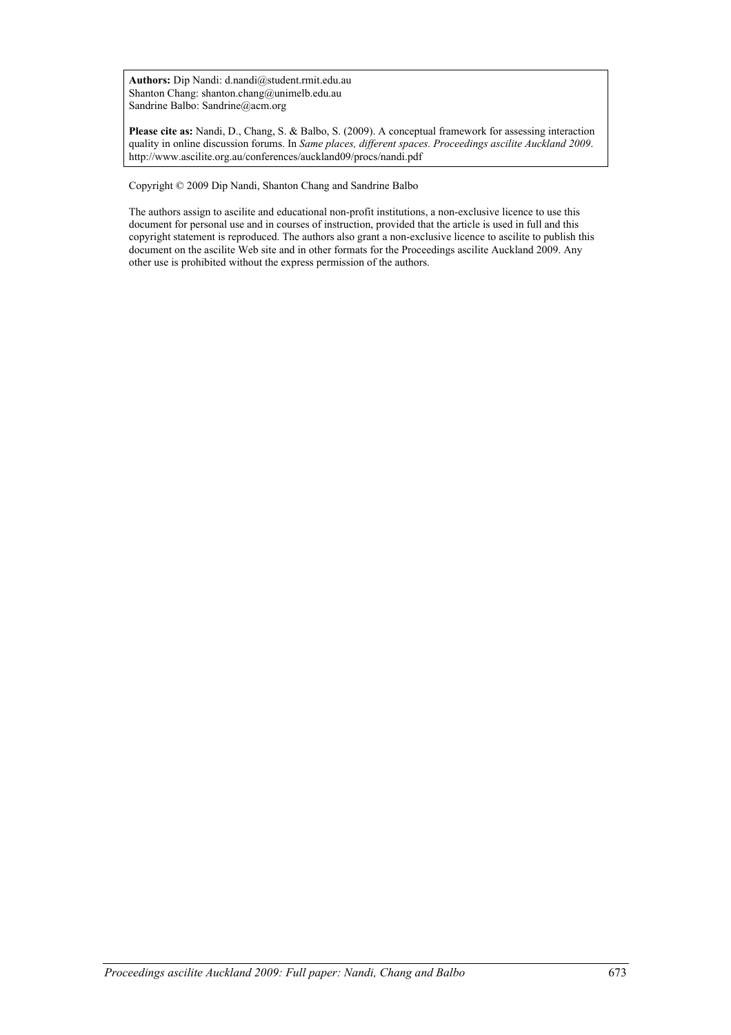**Authors:** Dip Nandi: d.nandi@student.rmit.edu.au
Shanton Chang: shanton.chang@unimelb.edu.au
Sandrine Balbo: Sandrine@acm.org

**Please cite as:** Nandi, D., Chang, S. & Balbo, S. (2009). A conceptual framework for assessing interaction quality in online discussion forums. In *Same places, different spaces. Proceedings ascilite Auckland 2009*. http://www.ascilite.org.au/conferences/auckland09/procs/nandi.pdf

Copyright © 2009 Dip Nandi, Shanton Chang and Sandrine Balbo

The authors assign to ascilite and educational non-profit institutions, a non-exclusive licence to use this document for personal use and in courses of instruction, provided that the article is used in full and this copyright statement is reproduced. The authors also grant a non-exclusive licence to ascilite to publish this document on the ascilite Web site and in other formats for the Proceedings ascilite Auckland 2009. Any other use is prohibited without the express permission of the authors.